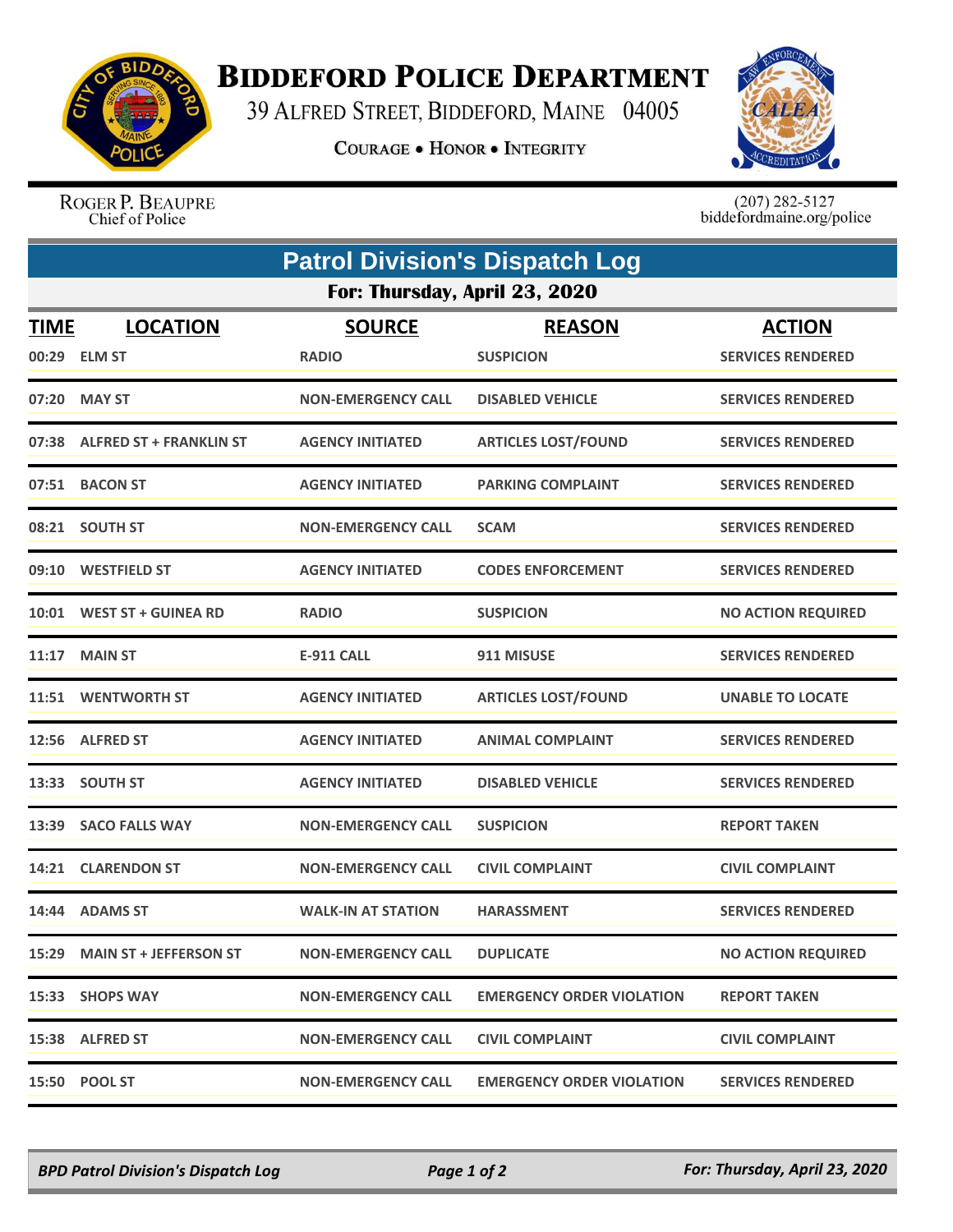# Biddeford Police Department

39 Alfred Street, Biddeford, Maine 04005

Courage • Honor • Integrity

Roger P. Beaupre
Chief of Police

(207) 282-5127
biddefordmaine.org/police

## Patrol Division's Dispatch Log

### For: Thursday, April 23, 2020

| TIME | LOCATION | SOURCE | REASON | ACTION |
|---|---|---|---|---|
| 00:29 | ELM ST | RADIO | SUSPICION | SERVICES RENDERED |
| 07:20 | MAY ST | NON-EMERGENCY CALL | DISABLED VEHICLE | SERVICES RENDERED |
| 07:38 | ALFRED ST + FRANKLIN ST | AGENCY INITIATED | ARTICLES LOST/FOUND | SERVICES RENDERED |
| 07:51 | BACON ST | AGENCY INITIATED | PARKING COMPLAINT | SERVICES RENDERED |
| 08:21 | SOUTH ST | NON-EMERGENCY CALL | SCAM | SERVICES RENDERED |
| 09:10 | WESTFIELD ST | AGENCY INITIATED | CODES ENFORCEMENT | SERVICES RENDERED |
| 10:01 | WEST ST + GUINEA RD | RADIO | SUSPICION | NO ACTION REQUIRED |
| 11:17 | MAIN ST | E-911 CALL | 911 MISUSE | SERVICES RENDERED |
| 11:51 | WENTWORTH ST | AGENCY INITIATED | ARTICLES LOST/FOUND | UNABLE TO LOCATE |
| 12:56 | ALFRED ST | AGENCY INITIATED | ANIMAL COMPLAINT | SERVICES RENDERED |
| 13:33 | SOUTH ST | AGENCY INITIATED | DISABLED VEHICLE | SERVICES RENDERED |
| 13:39 | SACO FALLS WAY | NON-EMERGENCY CALL | SUSPICION | REPORT TAKEN |
| 14:21 | CLARENDON ST | NON-EMERGENCY CALL | CIVIL COMPLAINT | CIVIL COMPLAINT |
| 14:44 | ADAMS ST | WALK-IN AT STATION | HARASSMENT | SERVICES RENDERED |
| 15:29 | MAIN ST + JEFFERSON ST | NON-EMERGENCY CALL | DUPLICATE | NO ACTION REQUIRED |
| 15:33 | SHOPS WAY | NON-EMERGENCY CALL | EMERGENCY ORDER VIOLATION | REPORT TAKEN |
| 15:38 | ALFRED ST | NON-EMERGENCY CALL | CIVIL COMPLAINT | CIVIL COMPLAINT |
| 15:50 | POOL ST | NON-EMERGENCY CALL | EMERGENCY ORDER VIOLATION | SERVICES RENDERED |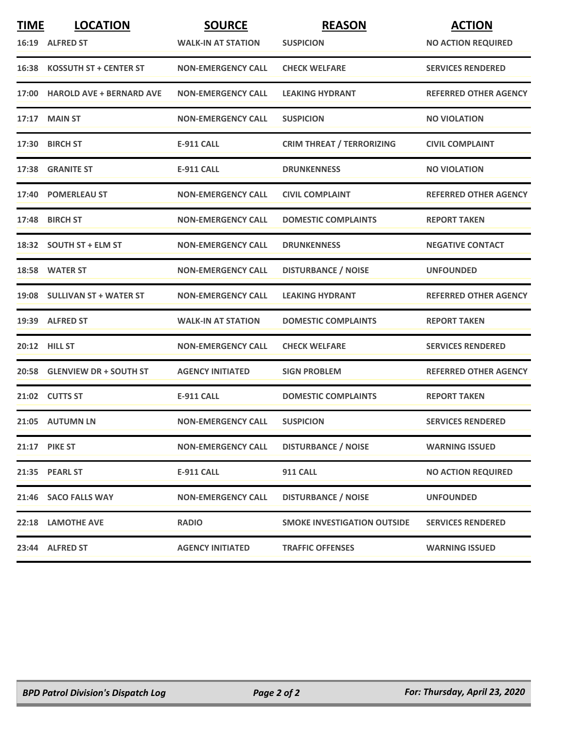| TIME | LOCATION | SOURCE | REASON | ACTION |
|---|---|---|---|---|
| 16:19 | ALFRED ST | WALK-IN AT STATION | SUSPICION | NO ACTION REQUIRED |
| 16:38 | KOSSUTH ST + CENTER ST | NON-EMERGENCY CALL | CHECK WELFARE | SERVICES RENDERED |
| 17:00 | HAROLD AVE + BERNARD AVE | NON-EMERGENCY CALL | LEAKING HYDRANT | REFERRED OTHER AGENCY |
| 17:17 | MAIN ST | NON-EMERGENCY CALL | SUSPICION | NO VIOLATION |
| 17:30 | BIRCH ST | E-911 CALL | CRIM THREAT / TERRORIZING | CIVIL COMPLAINT |
| 17:38 | GRANITE ST | E-911 CALL | DRUNKENNESS | NO VIOLATION |
| 17:40 | POMERLEAU ST | NON-EMERGENCY CALL | CIVIL COMPLAINT | REFERRED OTHER AGENCY |
| 17:48 | BIRCH ST | NON-EMERGENCY CALL | DOMESTIC COMPLAINTS | REPORT TAKEN |
| 18:32 | SOUTH ST + ELM ST | NON-EMERGENCY CALL | DRUNKENNESS | NEGATIVE CONTACT |
| 18:58 | WATER ST | NON-EMERGENCY CALL | DISTURBANCE / NOISE | UNFOUNDED |
| 19:08 | SULLIVAN ST + WATER ST | NON-EMERGENCY CALL | LEAKING HYDRANT | REFERRED OTHER AGENCY |
| 19:39 | ALFRED ST | WALK-IN AT STATION | DOMESTIC COMPLAINTS | REPORT TAKEN |
| 20:12 | HILL ST | NON-EMERGENCY CALL | CHECK WELFARE | SERVICES RENDERED |
| 20:58 | GLENVIEW DR + SOUTH ST | AGENCY INITIATED | SIGN PROBLEM | REFERRED OTHER AGENCY |
| 21:02 | CUTTS ST | E-911 CALL | DOMESTIC COMPLAINTS | REPORT TAKEN |
| 21:05 | AUTUMN LN | NON-EMERGENCY CALL | SUSPICION | SERVICES RENDERED |
| 21:17 | PIKE ST | NON-EMERGENCY CALL | DISTURBANCE / NOISE | WARNING ISSUED |
| 21:35 | PEARL ST | E-911 CALL | 911 CALL | NO ACTION REQUIRED |
| 21:46 | SACO FALLS WAY | NON-EMERGENCY CALL | DISTURBANCE / NOISE | UNFOUNDED |
| 22:18 | LAMOTHE AVE | RADIO | SMOKE INVESTIGATION OUTSIDE | SERVICES RENDERED |
| 23:44 | ALFRED ST | AGENCY INITIATED | TRAFFIC OFFENSES | WARNING ISSUED |

*BPD Patrol Division's Dispatch Log* — *For: Thursday, April 23, 2020*